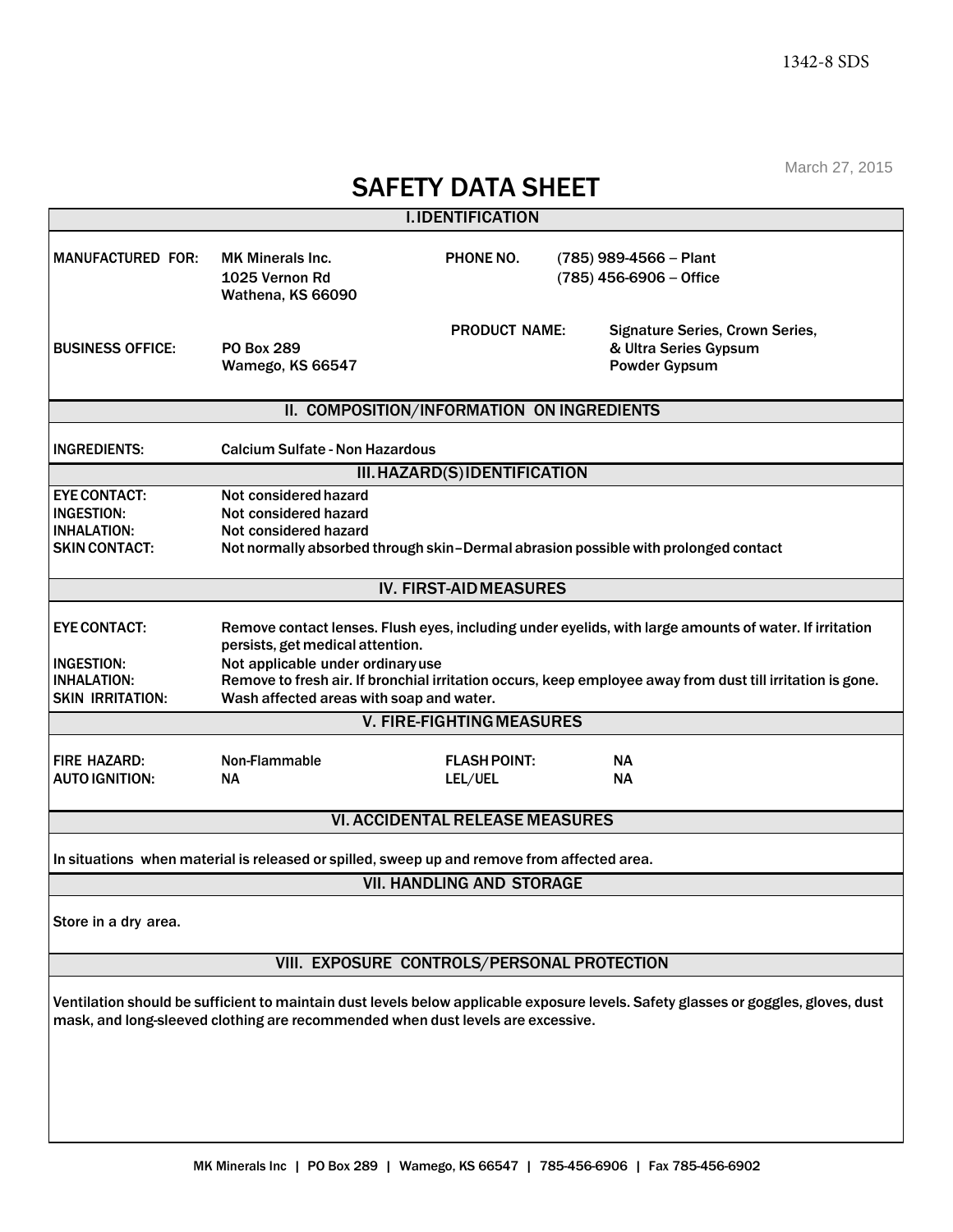1342-8 SDS

March 27, 2015

# SAFETY DATA SHEET

## I. IDENTIFICATION

| | | | |
|---|---|---|---|
| MANUFACTURED FOR: | MK Minerals Inc.<br>1025 Vernon Rd<br>Wathena, KS 66090 | PHONE NO. | (785) 989-4566 – Plant<br>(785) 456-6906 – Office |
| BUSINESS OFFICE: | PO Box 289<br>Wamego, KS 66547 | PRODUCT NAME: | Signature Series, Crown Series, & Ultra Series Gypsum<br>Powder Gypsum |

## II. COMPOSITION/INFORMATION ON INGREDIENTS

| | |
|---|---|
| INGREDIENTS: | Calcium Sulfate - Non Hazardous |

## III. HAZARD(S) IDENTIFICATION

| | |
|---|---|
| EYE CONTACT: | Not considered hazard |
| INGESTION: | Not considered hazard |
| INHALATION: | Not considered hazard |
| SKIN CONTACT: | Not normally absorbed through skin – Dermal abrasion possible with prolonged contact |

## IV. FIRST-AID MEASURES

| | |
|---|---|
| EYE CONTACT: | Remove contact lenses. Flush eyes, including under eyelids, with large amounts of water. If irritation persists, get medical attention. |
| INGESTION: | Not applicable under ordinary use |
| INHALATION: | Remove to fresh air. If bronchial irritation occurs, keep employee away from dust till irritation is gone. |
| SKIN IRRITATION: | Wash affected areas with soap and water. |

## V. FIRE-FIGHTING MEASURES

| | | | |
|---|---|---|---|
| FIRE HAZARD: | Non-Flammable | FLASH POINT: | NA |
| AUTO IGNITION: | NA | LEL/UEL | NA |

## VI. ACCIDENTAL RELEASE MEASURES

In situations when material is released or spilled, sweep up and remove from affected area.

## VII. HANDLING AND STORAGE

Store in a dry area.

## VIII. EXPOSURE CONTROLS/PERSONAL PROTECTION

Ventilation should be sufficient to maintain dust levels below applicable exposure levels. Safety glasses or goggles, gloves, dust mask, and long-sleeved clothing are recommended when dust levels are excessive.

MK Minerals Inc | PO Box 289 | Wamego, KS 66547 | 785-456-6906 | Fax 785-456-6902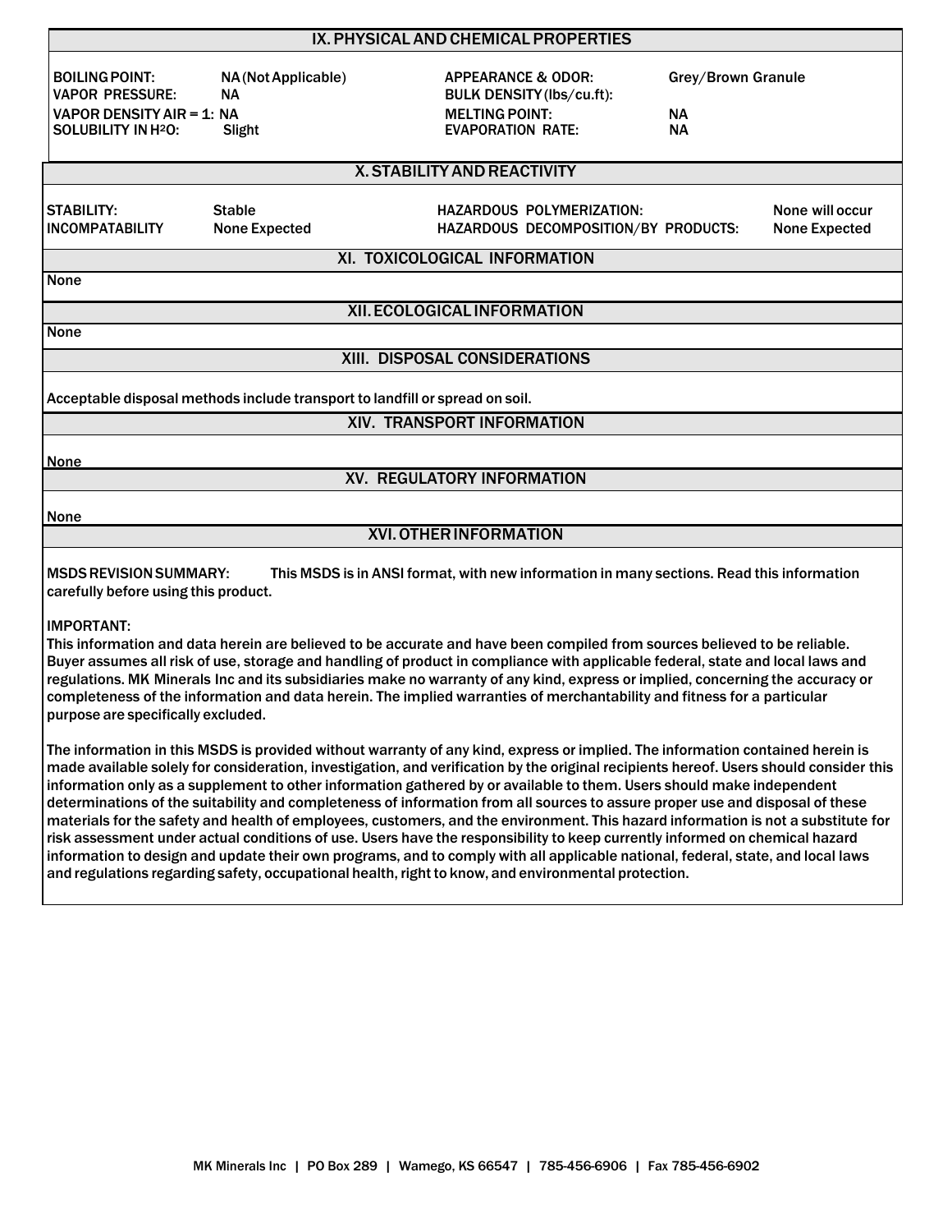## IX. PHYSICAL AND CHEMICAL PROPERTIES

| | | | |
|---|---|---|---|
| BOILING POINT: | NA (Not Applicable) | APPEARANCE & ODOR: | Grey/Brown Granule |
| VAPOR PRESSURE: | NA | BULK DENSITY (lbs/cu.ft): | |
| VAPOR DENSITY AIR = 1: | NA | MELTING POINT: | NA |
| SOLUBILITY IN $H^2O$: | Slight | EVAPORATION RATE: | NA |

## X. STABILITY AND REACTIVITY

| | | | |
|---|---|---|---|
| STABILITY: | Stable | HAZARDOUS POLYMERIZATION: | None will occur |
| INCOMPATABILITY | None Expected | HAZARDOUS DECOMPOSITION/BY PRODUCTS: | None Expected |

## XI. TOXICOLOGICAL INFORMATION

None

## XII. ECOLOGICAL INFORMATION

None

## XIII. DISPOSAL CONSIDERATIONS

Acceptable disposal methods include transport to landfill or spread on soil.

## XIV. TRANSPORT INFORMATION

None

## XV. REGULATORY INFORMATION

None

## XVI. OTHER INFORMATION

**MSDS REVISION SUMMARY:** This MSDS is in ANSI format, with new information in many sections. Read this information carefully before using this product.

**IMPORTANT:**
This information and data herein are believed to be accurate and have been compiled from sources believed to be reliable. Buyer assumes all risk of use, storage and handling of product in compliance with applicable federal, state and local laws and regulations. MK Minerals Inc and its subsidiaries make no warranty of any kind, express or implied, concerning the accuracy or completeness of the information and data herein. The implied warranties of merchantability and fitness for a particular purpose are specifically excluded.

The information in this MSDS is provided without warranty of any kind, express or implied. The information contained herein is made available solely for consideration, investigation, and verification by the original recipients hereof. Users should consider this information only as a supplement to other information gathered by or available to them. Users should make independent determinations of the suitability and completeness of information from all sources to assure proper use and disposal of these materials for the safety and health of employees, customers, and the environment. This hazard information is not a substitute for risk assessment under actual conditions of use. Users have the responsibility to keep currently informed on chemical hazard information to design and update their own programs, and to comply with all applicable national, federal, state, and local laws and regulations regarding safety, occupational health, right to know, and environmental protection.

MK Minerals Inc | PO Box 289 | Wamego, KS 66547 | 785-456-6906 | Fax 785-456-6902